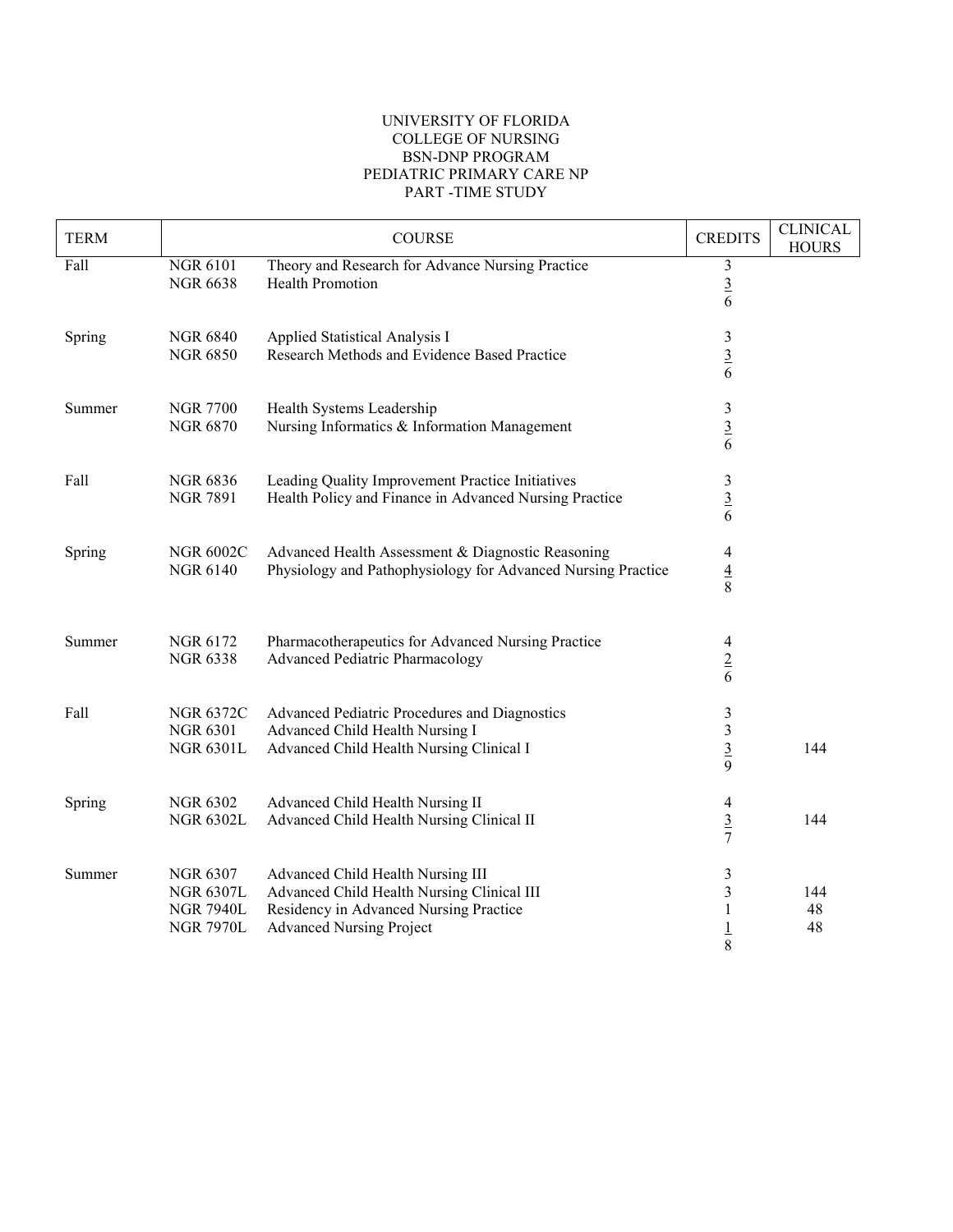UNIVERSITY OF FLORIDA
COLLEGE OF NURSING
BSN-DNP PROGRAM
PEDIATRIC PRIMARY CARE NP
PART -TIME STUDY

| TERM | COURSE | | CREDITS | CLINICAL HOURS |
|---|---|---|---|---|
| Fall | NGR 6101 | Theory and Research for Advance Nursing Practice | 3 | |
| | NGR 6638 | Health Promotion | 3 | |
| | | | 6 | |
| Spring | NGR 6840 | Applied Statistical Analysis I | 3 | |
| | NGR 6850 | Research Methods and Evidence Based Practice | 3 | |
| | | | 6 | |
| Summer | NGR 7700 | Health Systems Leadership | 3 | |
| | NGR 6870 | Nursing Informatics & Information Management | 3 | |
| | | | 6 | |
| Fall | NGR 6836 | Leading Quality Improvement Practice Initiatives | 3 | |
| | NGR 7891 | Health Policy and Finance in Advanced Nursing Practice | 3 | |
| | | | 6 | |
| Spring | NGR 6002C | Advanced Health Assessment & Diagnostic Reasoning | 4 | |
| | NGR 6140 | Physiology and Pathophysiology for Advanced Nursing Practice | 4 | |
| | | | 8 | |
| Summer | NGR 6172 | Pharmacotherapeutics for Advanced Nursing Practice | 4 | |
| | NGR 6338 | Advanced Pediatric Pharmacology | 2 | |
| | | | 6 | |
| Fall | NGR 6372C | Advanced Pediatric Procedures and Diagnostics | 3 | |
| | NGR 6301 | Advanced Child Health Nursing I | 3 | |
| | NGR 6301L | Advanced Child Health Nursing Clinical I | 3 | 144 |
| | | | 9 | |
| Spring | NGR 6302 | Advanced Child Health Nursing II | 4 | |
| | NGR 6302L | Advanced Child Health Nursing Clinical II | 3 | 144 |
| | | | 7 | |
| Summer | NGR 6307 | Advanced Child Health Nursing III | 3 | |
| | NGR 6307L | Advanced Child Health Nursing Clinical III | 3 | 144 |
| | NGR 7940L | Residency in Advanced Nursing Practice | 1 | 48 |
| | NGR 7970L | Advanced Nursing Project | 1 | 48 |
| | | | 8 | |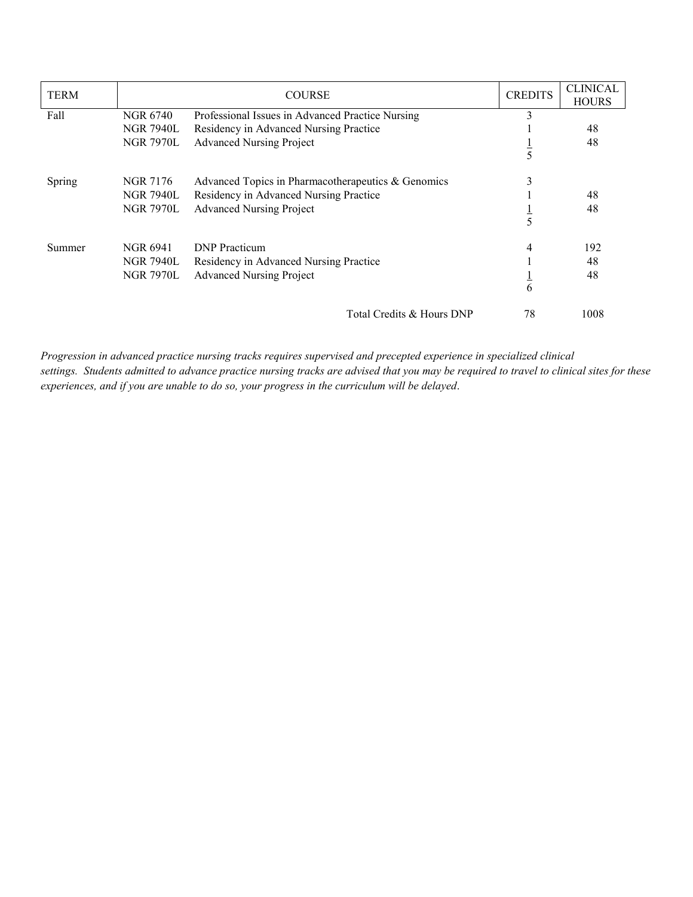| TERM | COURSE | | CREDITS | CLINICAL HOURS |
|---|---|---|---|---|
| Fall | NGR 6740 | Professional Issues in Advanced Practice Nursing | 3 | |
| | NGR 7940L | Residency in Advanced Nursing Practice | 1 | 48 |
| | NGR 7970L | Advanced Nursing Project | 1 | 48 |
| | | | 5 | |
| Spring | NGR 7176 | Advanced Topics in Pharmacotherapeutics & Genomics | 3 | |
| | NGR 7940L | Residency in Advanced Nursing Practice | 1 | 48 |
| | NGR 7970L | Advanced Nursing Project | 1 | 48 |
| | | | 5 | |
| Summer | NGR 6941 | DNP Practicum | 4 | 192 |
| | NGR 7940L | Residency in Advanced Nursing Practice | 1 | 48 |
| | NGR 7970L | Advanced Nursing Project | 1 | 48 |
| | | | 6 | |
| | | Total Credits & Hours DNP | 78 | 1008 |

*Progression in advanced practice nursing tracks requires supervised and precepted experience in specialized clinical settings. Students admitted to advance practice nursing tracks are advised that you may be required to travel to clinical sites for these experiences, and if you are unable to do so, your progress in the curriculum will be delayed*.